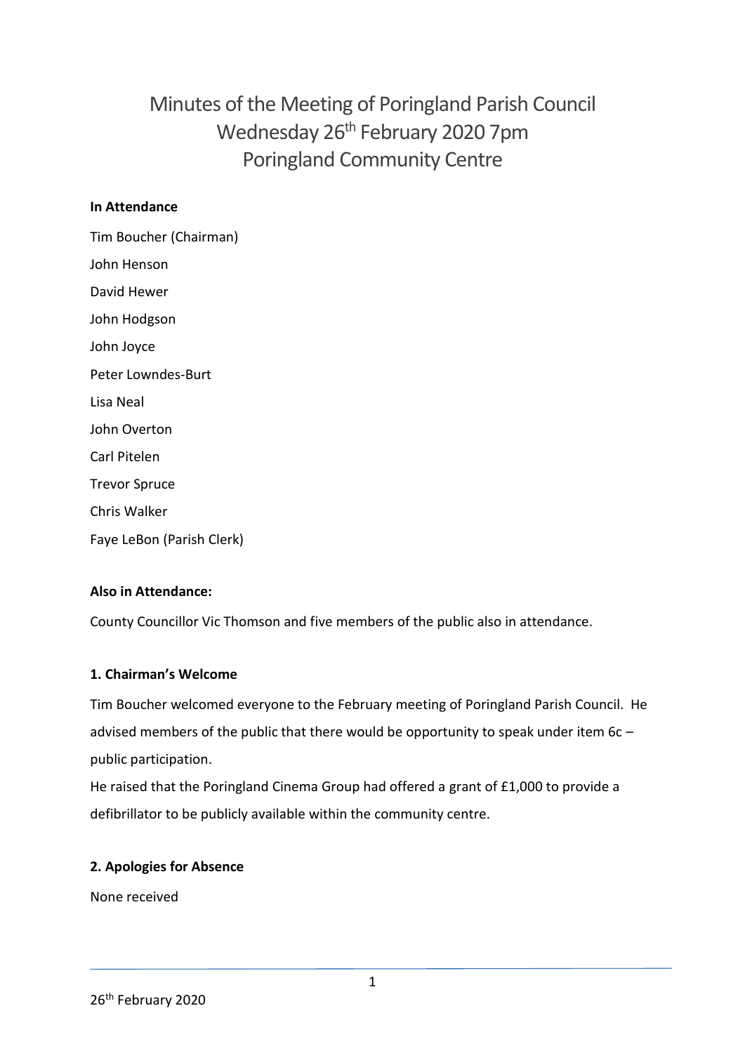# Minutes of the Meeting of Poringland Parish Council
# Wednesday 26th February 2020 7pm
# Poringland Community Centre

**In Attendance**

Tim Boucher (Chairman)

John Henson

David Hewer

John Hodgson

John Joyce

Peter Lowndes-Burt

Lisa Neal

John Overton

Carl Pitelen

Trevor Spruce

Chris Walker

Faye LeBon (Parish Clerk)

**Also in Attendance:**

County Councillor Vic Thomson and five members of the public also in attendance.

**1. Chairman's Welcome**

Tim Boucher welcomed everyone to the February meeting of Poringland Parish Council. He advised members of the public that there would be opportunity to speak under item 6c – public participation.

He raised that the Poringland Cinema Group had offered a grant of £1,000 to provide a defibrillator to be publicly available within the community centre.

**2. Apologies for Absence**

None received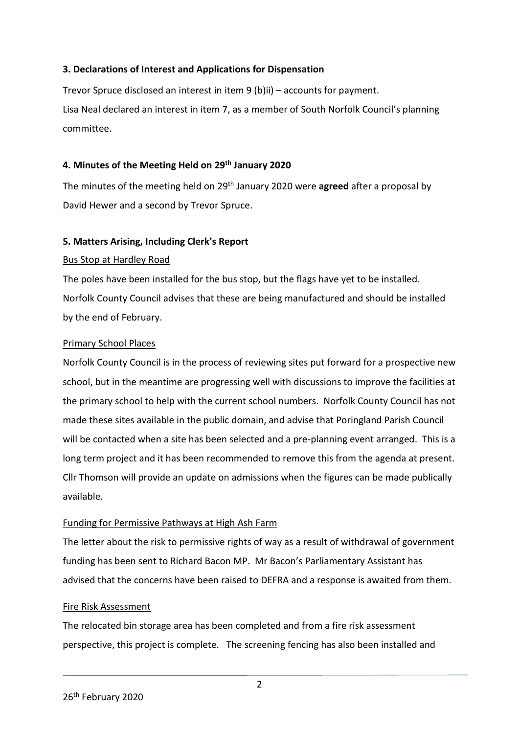### 3. Declarations of Interest and Applications for Dispensation

Trevor Spruce disclosed an interest in item 9 (b)ii) – accounts for payment.

Lisa Neal declared an interest in item 7, as a member of South Norfolk Council's planning committee.

### 4. Minutes of the Meeting Held on 29th January 2020

The minutes of the meeting held on 29th January 2020 were **agreed** after a proposal by David Hewer and a second by Trevor Spruce.

### 5. Matters Arising, Including Clerk's Report

Bus Stop at Hardley Road

The poles have been installed for the bus stop, but the flags have yet to be installed. Norfolk County Council advises that these are being manufactured and should be installed by the end of February.

Primary School Places

Norfolk County Council is in the process of reviewing sites put forward for a prospective new school, but in the meantime are progressing well with discussions to improve the facilities at the primary school to help with the current school numbers. Norfolk County Council has not made these sites available in the public domain, and advise that Poringland Parish Council will be contacted when a site has been selected and a pre-planning event arranged. This is a long term project and it has been recommended to remove this from the agenda at present. Cllr Thomson will provide an update on admissions when the figures can be made publically available.

Funding for Permissive Pathways at High Ash Farm

The letter about the risk to permissive rights of way as a result of withdrawal of government funding has been sent to Richard Bacon MP. Mr Bacon's Parliamentary Assistant has advised that the concerns have been raised to DEFRA and a response is awaited from them.

Fire Risk Assessment

The relocated bin storage area has been completed and from a fire risk assessment perspective, this project is complete. The screening fencing has also been installed and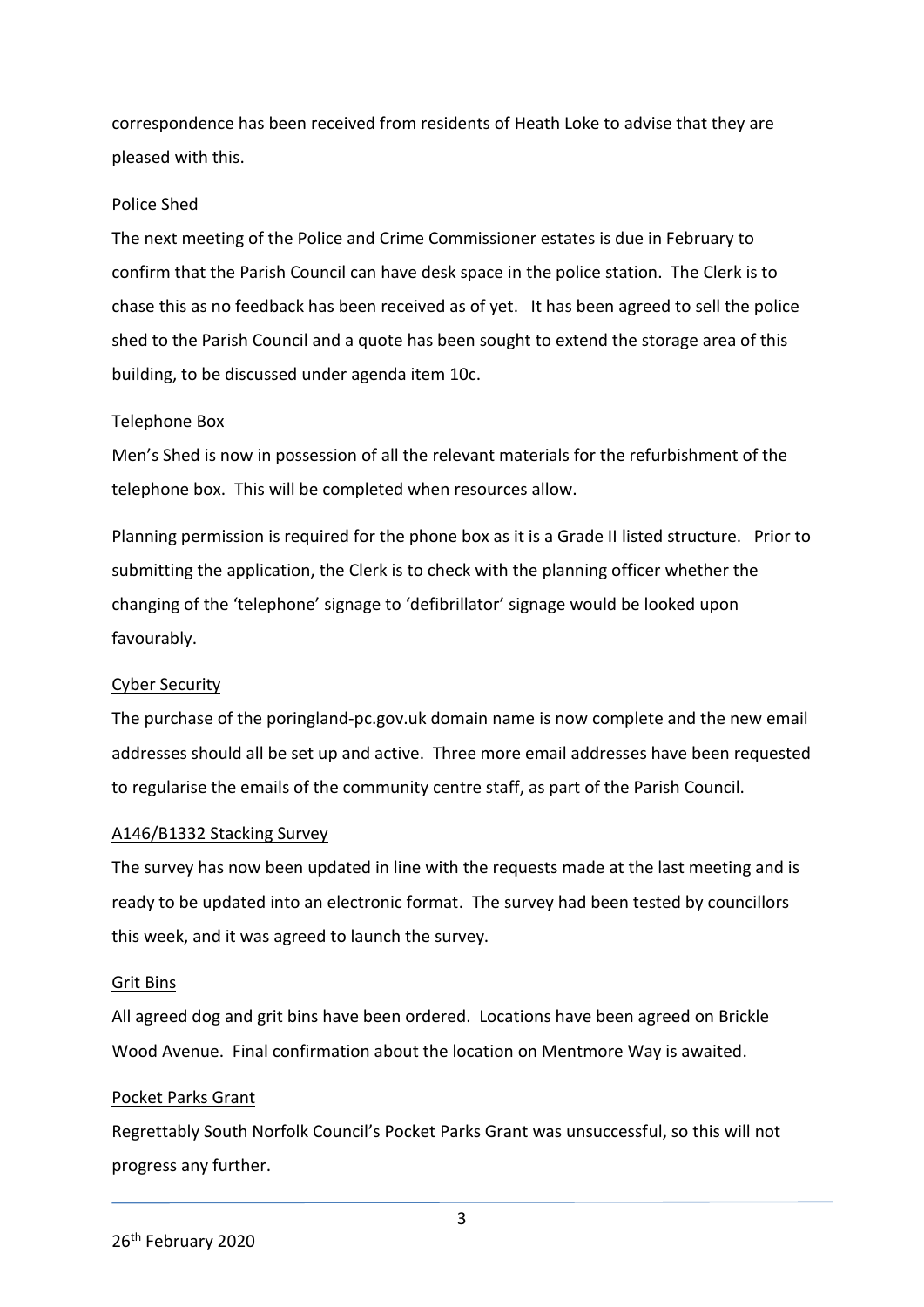correspondence has been received from residents of Heath Loke to advise that they are pleased with this.

Police Shed

The next meeting of the Police and Crime Commissioner estates is due in February to confirm that the Parish Council can have desk space in the police station. The Clerk is to chase this as no feedback has been received as of yet. It has been agreed to sell the police shed to the Parish Council and a quote has been sought to extend the storage area of this building, to be discussed under agenda item 10c.

Telephone Box

Men's Shed is now in possession of all the relevant materials for the refurbishment of the telephone box. This will be completed when resources allow.

Planning permission is required for the phone box as it is a Grade II listed structure. Prior to submitting the application, the Clerk is to check with the planning officer whether the changing of the 'telephone' signage to 'defibrillator' signage would be looked upon favourably.

Cyber Security

The purchase of the poringland-pc.gov.uk domain name is now complete and the new email addresses should all be set up and active. Three more email addresses have been requested to regularise the emails of the community centre staff, as part of the Parish Council.

A146/B1332 Stacking Survey

The survey has now been updated in line with the requests made at the last meeting and is ready to be updated into an electronic format. The survey had been tested by councillors this week, and it was agreed to launch the survey.

Grit Bins

All agreed dog and grit bins have been ordered. Locations have been agreed on Brickle Wood Avenue. Final confirmation about the location on Mentmore Way is awaited.

Pocket Parks Grant

Regrettably South Norfolk Council's Pocket Parks Grant was unsuccessful, so this will not progress any further.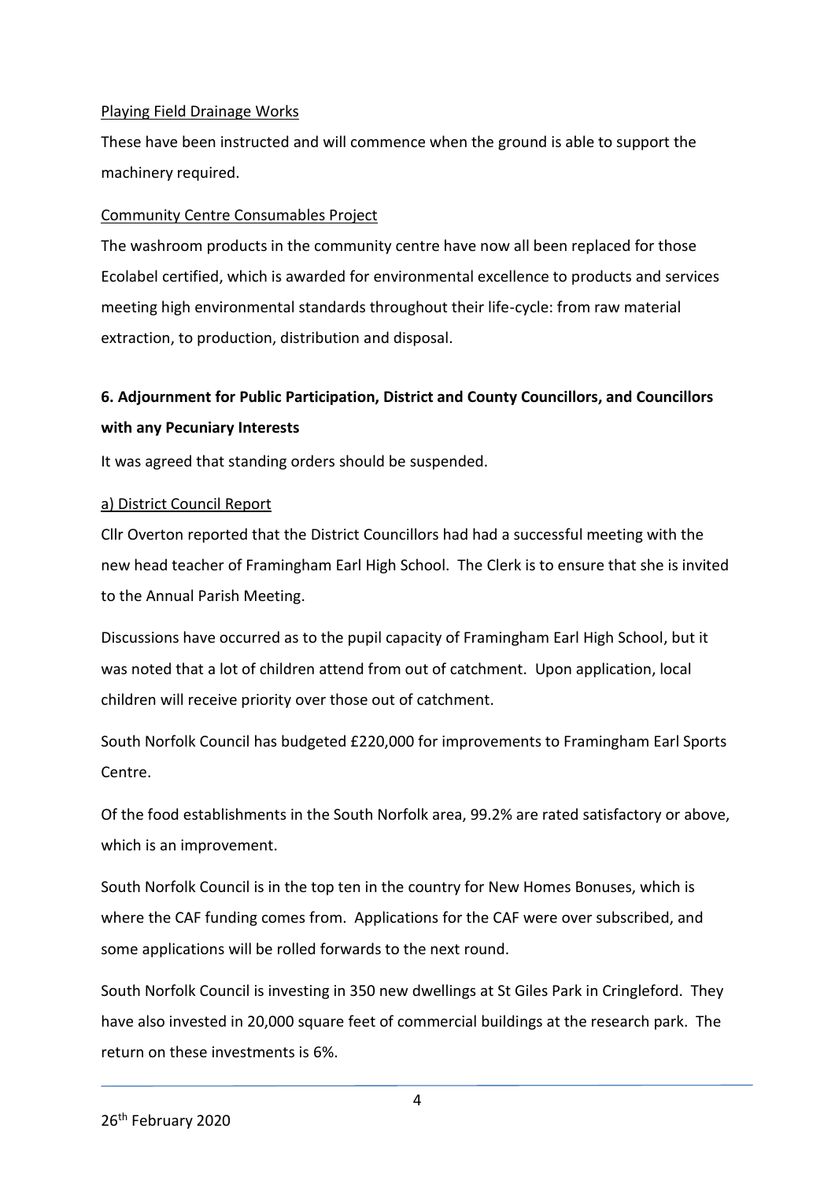Playing Field Drainage Works

These have been instructed and will commence when the ground is able to support the machinery required.

Community Centre Consumables Project

The washroom products in the community centre have now all been replaced for those Ecolabel certified, which is awarded for environmental excellence to products and services meeting high environmental standards throughout their life-cycle: from raw material extraction, to production, distribution and disposal.

**6. Adjournment for Public Participation, District and County Councillors, and Councillors with any Pecuniary Interests**

It was agreed that standing orders should be suspended.

a) District Council Report

Cllr Overton reported that the District Councillors had had a successful meeting with the new head teacher of Framingham Earl High School. The Clerk is to ensure that she is invited to the Annual Parish Meeting.

Discussions have occurred as to the pupil capacity of Framingham Earl High School, but it was noted that a lot of children attend from out of catchment. Upon application, local children will receive priority over those out of catchment.

South Norfolk Council has budgeted £220,000 for improvements to Framingham Earl Sports Centre.

Of the food establishments in the South Norfolk area, 99.2% are rated satisfactory or above, which is an improvement.

South Norfolk Council is in the top ten in the country for New Homes Bonuses, which is where the CAF funding comes from. Applications for the CAF were over subscribed, and some applications will be rolled forwards to the next round.

South Norfolk Council is investing in 350 new dwellings at St Giles Park in Cringleford. They have also invested in 20,000 square feet of commercial buildings at the research park. The return on these investments is 6%.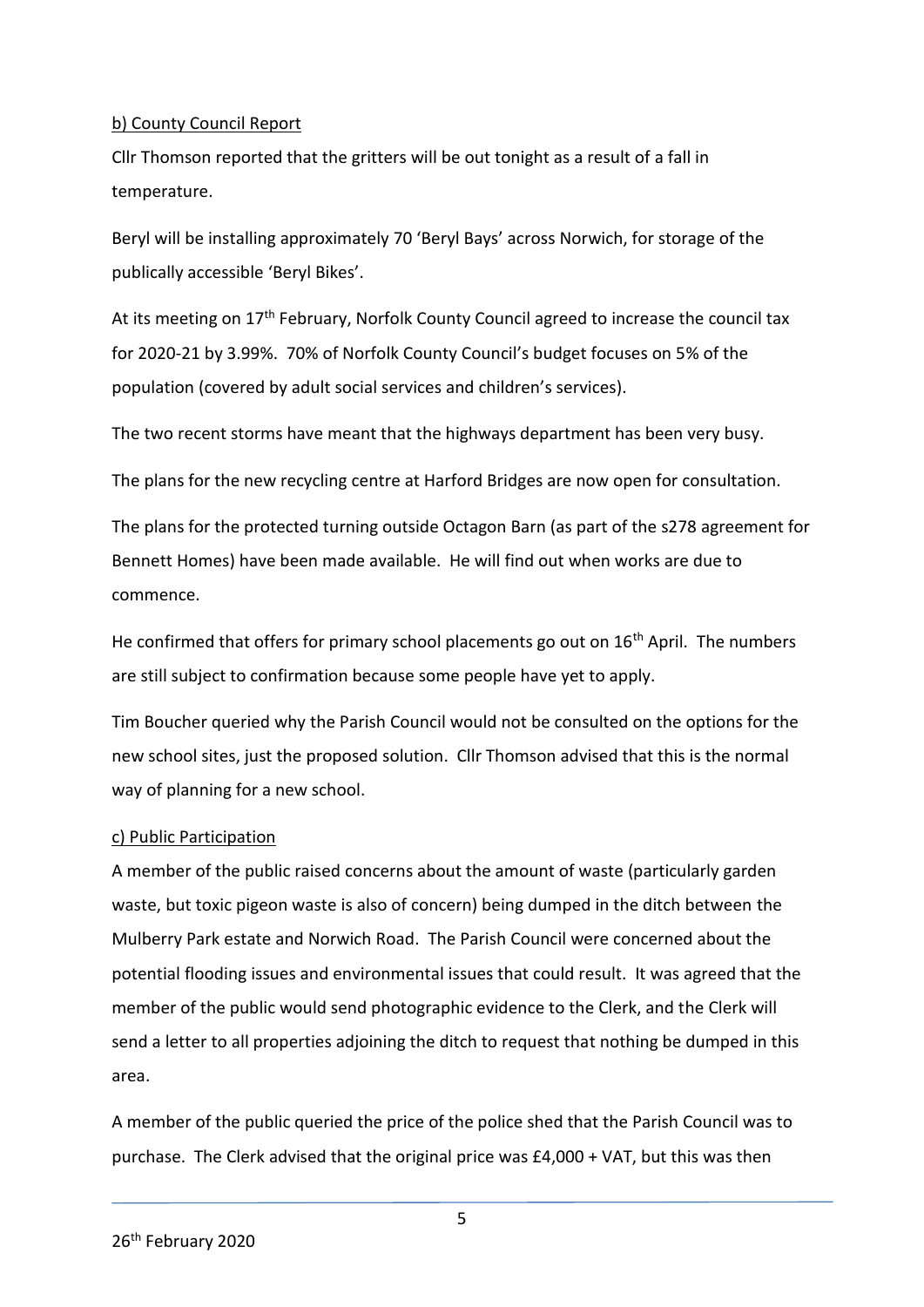b) County Council Report

Cllr Thomson reported that the gritters will be out tonight as a result of a fall in temperature.

Beryl will be installing approximately 70 'Beryl Bays' across Norwich, for storage of the publically accessible 'Beryl Bikes'.

At its meeting on 17th February, Norfolk County Council agreed to increase the council tax for 2020-21 by 3.99%. 70% of Norfolk County Council's budget focuses on 5% of the population (covered by adult social services and children's services).

The two recent storms have meant that the highways department has been very busy.

The plans for the new recycling centre at Harford Bridges are now open for consultation.

The plans for the protected turning outside Octagon Barn (as part of the s278 agreement for Bennett Homes) have been made available. He will find out when works are due to commence.

He confirmed that offers for primary school placements go out on 16th April. The numbers are still subject to confirmation because some people have yet to apply.

Tim Boucher queried why the Parish Council would not be consulted on the options for the new school sites, just the proposed solution. Cllr Thomson advised that this is the normal way of planning for a new school.

c) Public Participation

A member of the public raised concerns about the amount of waste (particularly garden waste, but toxic pigeon waste is also of concern) being dumped in the ditch between the Mulberry Park estate and Norwich Road. The Parish Council were concerned about the potential flooding issues and environmental issues that could result. It was agreed that the member of the public would send photographic evidence to the Clerk, and the Clerk will send a letter to all properties adjoining the ditch to request that nothing be dumped in this area.

A member of the public queried the price of the police shed that the Parish Council was to purchase. The Clerk advised that the original price was £4,000 + VAT, but this was then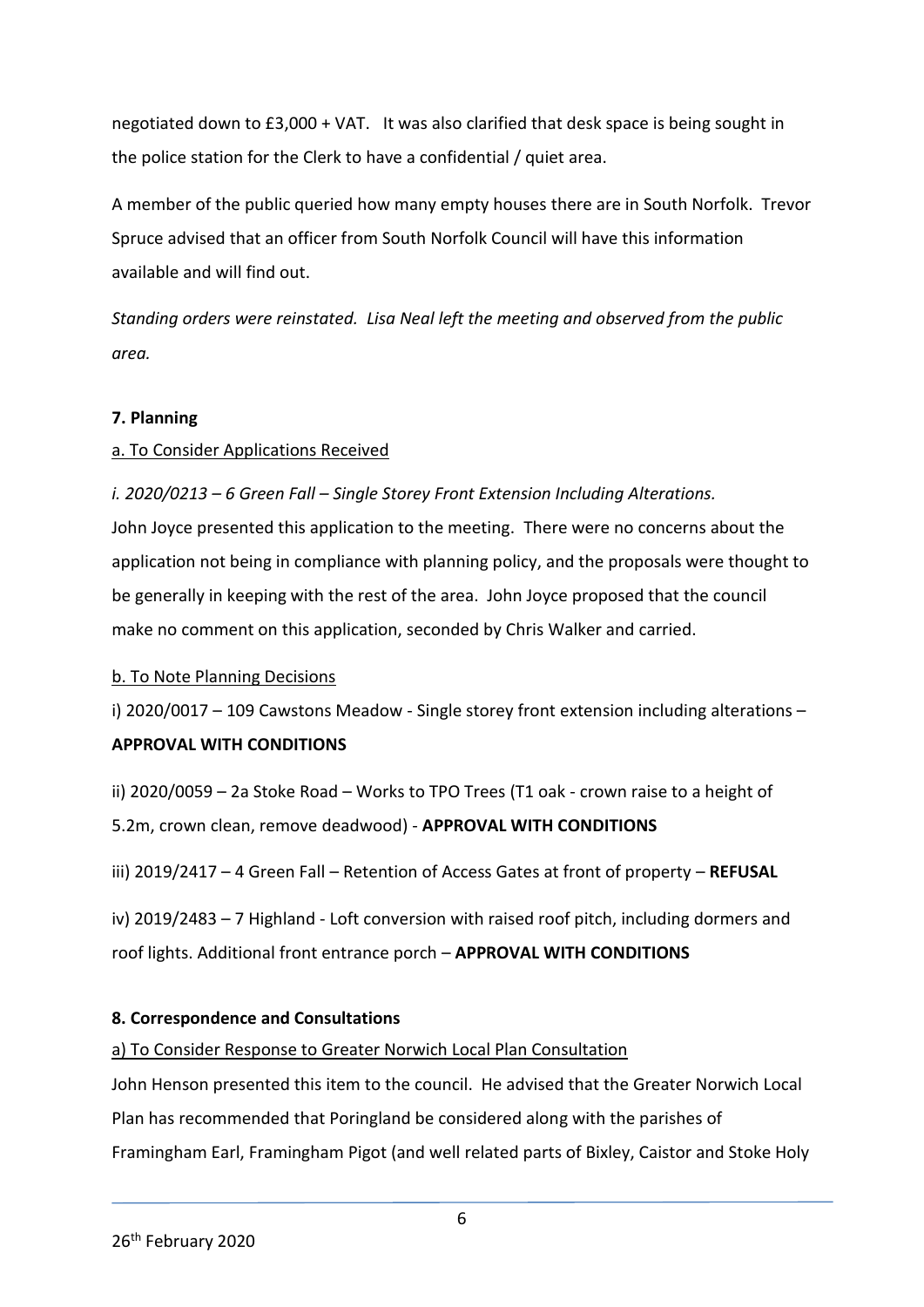negotiated down to £3,000 + VAT. It was also clarified that desk space is being sought in the police station for the Clerk to have a confidential / quiet area.

A member of the public queried how many empty houses there are in South Norfolk. Trevor Spruce advised that an officer from South Norfolk Council will have this information available and will find out.

*Standing orders were reinstated. Lisa Neal left the meeting and observed from the public area.*

**7. Planning**

a. To Consider Applications Received

*i. 2020/0213 – 6 Green Fall – Single Storey Front Extension Including Alterations.*
John Joyce presented this application to the meeting. There were no concerns about the application not being in compliance with planning policy, and the proposals were thought to be generally in keeping with the rest of the area. John Joyce proposed that the council make no comment on this application, seconded by Chris Walker and carried.

b. To Note Planning Decisions

i) 2020/0017 – 109 Cawstons Meadow - Single storey front extension including alterations – **APPROVAL WITH CONDITIONS**

ii) 2020/0059 – 2a Stoke Road – Works to TPO Trees (T1 oak - crown raise to a height of 5.2m, crown clean, remove deadwood) - **APPROVAL WITH CONDITIONS**

iii) 2019/2417 – 4 Green Fall – Retention of Access Gates at front of property – **REFUSAL**

iv) 2019/2483 – 7 Highland - Loft conversion with raised roof pitch, including dormers and roof lights. Additional front entrance porch – **APPROVAL WITH CONDITIONS**

**8. Correspondence and Consultations**

a) To Consider Response to Greater Norwich Local Plan Consultation

John Henson presented this item to the council. He advised that the Greater Norwich Local Plan has recommended that Poringland be considered along with the parishes of Framingham Earl, Framingham Pigot (and well related parts of Bixley, Caistor and Stoke Holy

26th February 2020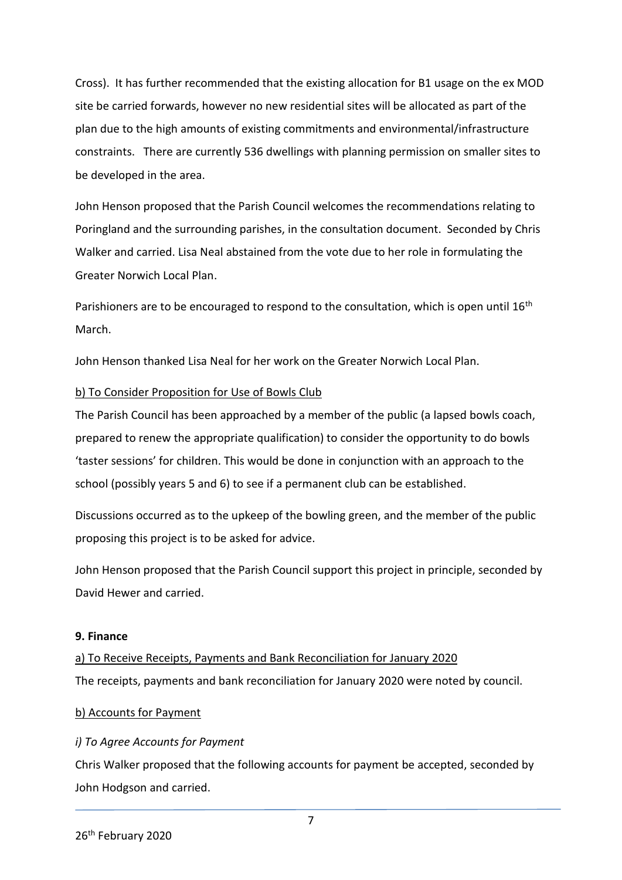Cross). It has further recommended that the existing allocation for B1 usage on the ex MOD site be carried forwards, however no new residential sites will be allocated as part of the plan due to the high amounts of existing commitments and environmental/infrastructure constraints. There are currently 536 dwellings with planning permission on smaller sites to be developed in the area.

John Henson proposed that the Parish Council welcomes the recommendations relating to Poringland and the surrounding parishes, in the consultation document. Seconded by Chris Walker and carried. Lisa Neal abstained from the vote due to her role in formulating the Greater Norwich Local Plan.

Parishioners are to be encouraged to respond to the consultation, which is open until 16th March.

John Henson thanked Lisa Neal for her work on the Greater Norwich Local Plan.

<u>b) To Consider Proposition for Use of Bowls Club</u>

The Parish Council has been approached by a member of the public (a lapsed bowls coach, prepared to renew the appropriate qualification) to consider the opportunity to do bowls 'taster sessions' for children. This would be done in conjunction with an approach to the school (possibly years 5 and 6) to see if a permanent club can be established.

Discussions occurred as to the upkeep of the bowling green, and the member of the public proposing this project is to be asked for advice.

John Henson proposed that the Parish Council support this project in principle, seconded by David Hewer and carried.

**9. Finance**

<u>a) To Receive Receipts, Payments and Bank Reconciliation for January 2020</u>

The receipts, payments and bank reconciliation for January 2020 were noted by council.

<u>b) Accounts for Payment</u>

*i) To Agree Accounts for Payment*

Chris Walker proposed that the following accounts for payment be accepted, seconded by John Hodgson and carried.

26th February 2020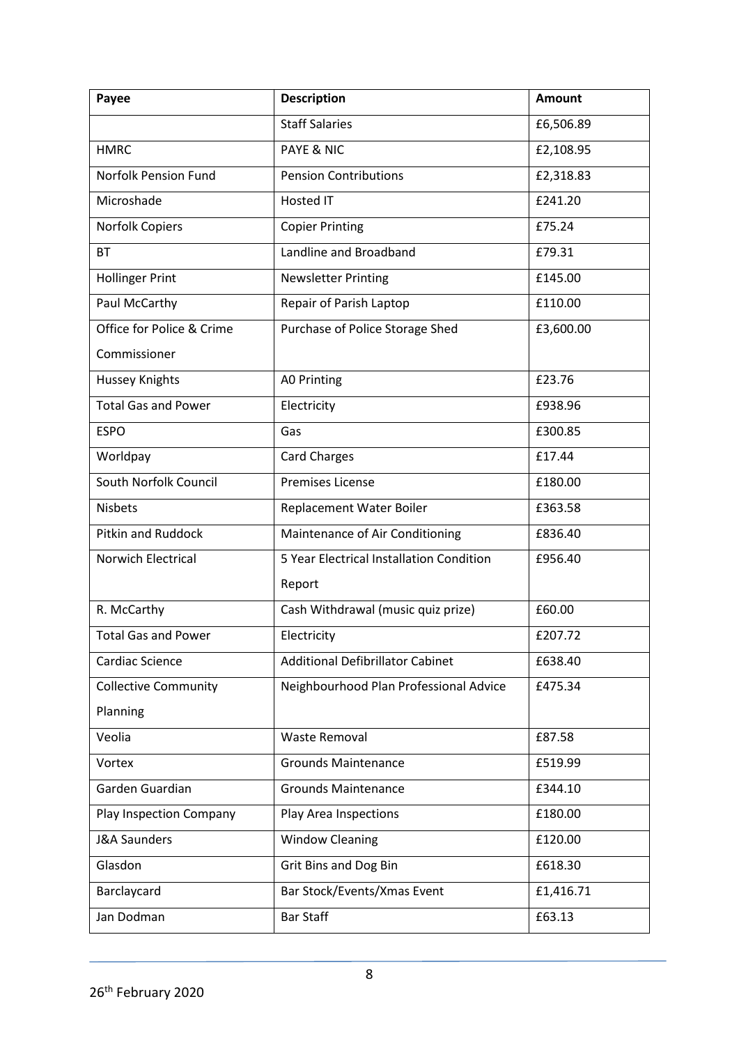| Payee | Description | Amount |
| --- | --- | --- |
| | Staff Salaries | £6,506.89 |
| HMRC | PAYE & NIC | £2,108.95 |
| Norfolk Pension Fund | Pension Contributions | £2,318.83 |
| Microshade | Hosted IT | £241.20 |
| Norfolk Copiers | Copier Printing | £75.24 |
| BT | Landline and Broadband | £79.31 |
| Hollinger Print | Newsletter Printing | £145.00 |
| Paul McCarthy | Repair of Parish Laptop | £110.00 |
| Office for Police & Crime Commissioner | Purchase of Police Storage Shed | £3,600.00 |
| Hussey Knights | A0 Printing | £23.76 |
| Total Gas and Power | Electricity | £938.96 |
| ESPO | Gas | £300.85 |
| Worldpay | Card Charges | £17.44 |
| South Norfolk Council | Premises License | £180.00 |
| Nisbets | Replacement Water Boiler | £363.58 |
| Pitkin and Ruddock | Maintenance of Air Conditioning | £836.40 |
| Norwich Electrical | 5 Year Electrical Installation Condition Report | £956.40 |
| R. McCarthy | Cash Withdrawal (music quiz prize) | £60.00 |
| Total Gas and Power | Electricity | £207.72 |
| Cardiac Science | Additional Defibrillator Cabinet | £638.40 |
| Collective Community Planning | Neighbourhood Plan Professional Advice | £475.34 |
| Veolia | Waste Removal | £87.58 |
| Vortex | Grounds Maintenance | £519.99 |
| Garden Guardian | Grounds Maintenance | £344.10 |
| Play Inspection Company | Play Area Inspections | £180.00 |
| J&A Saunders | Window Cleaning | £120.00 |
| Glasdon | Grit Bins and Dog Bin | £618.30 |
| Barclaycard | Bar Stock/Events/Xmas Event | £1,416.71 |
| Jan Dodman | Bar Staff | £63.13 |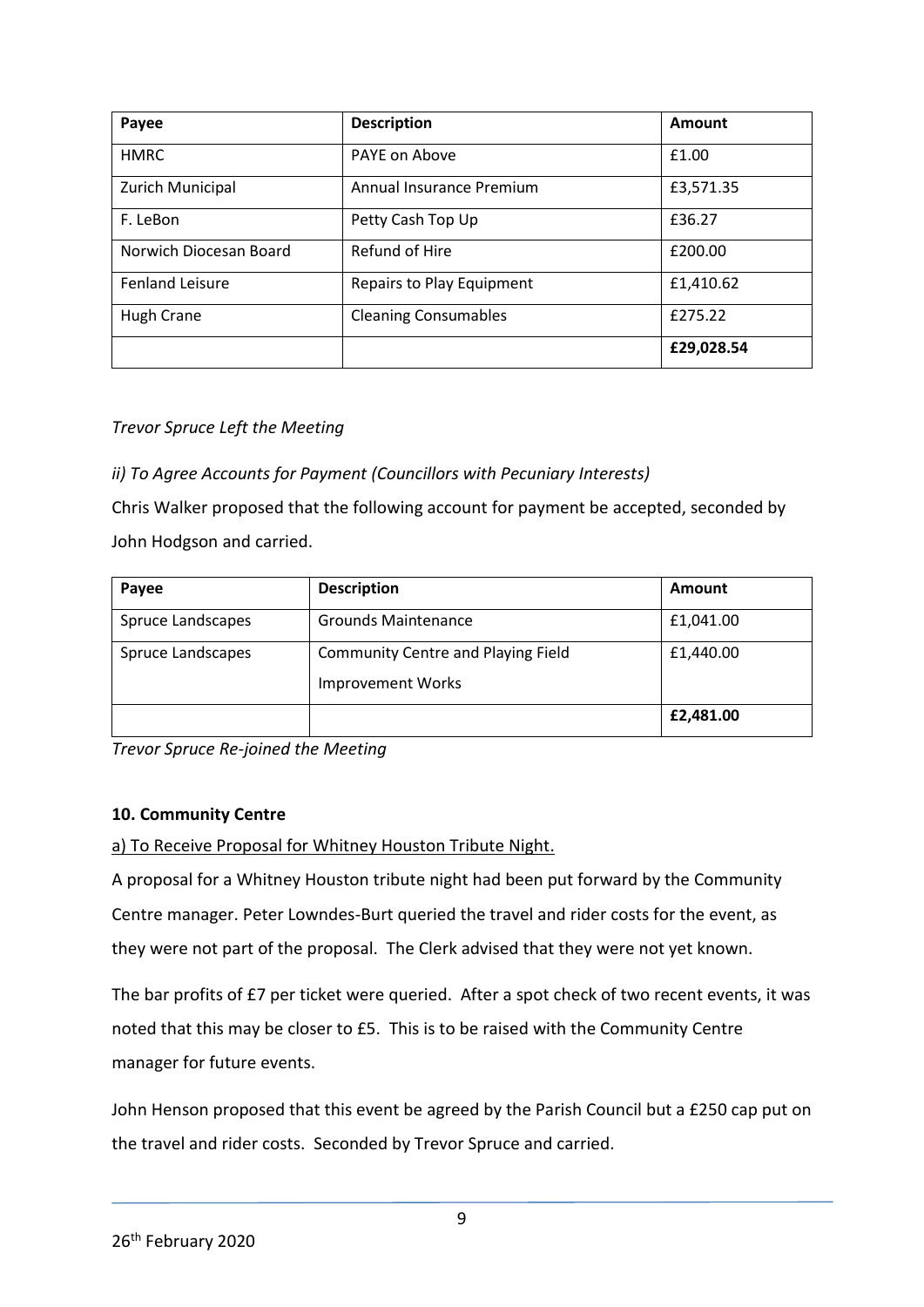| Payee | Description | Amount |
|---|---|---|
| HMRC | PAYE on Above | £1.00 |
| Zurich Municipal | Annual Insurance Premium | £3,571.35 |
| F. LeBon | Petty Cash Top Up | £36.27 |
| Norwich Diocesan Board | Refund of Hire | £200.00 |
| Fenland Leisure | Repairs to Play Equipment | £1,410.62 |
| Hugh Crane | Cleaning Consumables | £275.22 |
| | | **£29,028.54** |

*Trevor Spruce Left the Meeting*

*ii) To Agree Accounts for Payment (Councillors with Pecuniary Interests)*

Chris Walker proposed that the following account for payment be accepted, seconded by John Hodgson and carried.

| Payee | Description | Amount |
|---|---|---|
| Spruce Landscapes | Grounds Maintenance | £1,041.00 |
| Spruce Landscapes | Community Centre and Playing Field Improvement Works | £1,440.00 |
| | | **£2,481.00** |

*Trevor Spruce Re-joined the Meeting*

**10. Community Centre**

a) To Receive Proposal for Whitney Houston Tribute Night.

A proposal for a Whitney Houston tribute night had been put forward by the Community Centre manager. Peter Lowndes-Burt queried the travel and rider costs for the event, as they were not part of the proposal. The Clerk advised that they were not yet known.

The bar profits of £7 per ticket were queried. After a spot check of two recent events, it was noted that this may be closer to £5. This is to be raised with the Community Centre manager for future events.

John Henson proposed that this event be agreed by the Parish Council but a £250 cap put on the travel and rider costs. Seconded by Trevor Spruce and carried.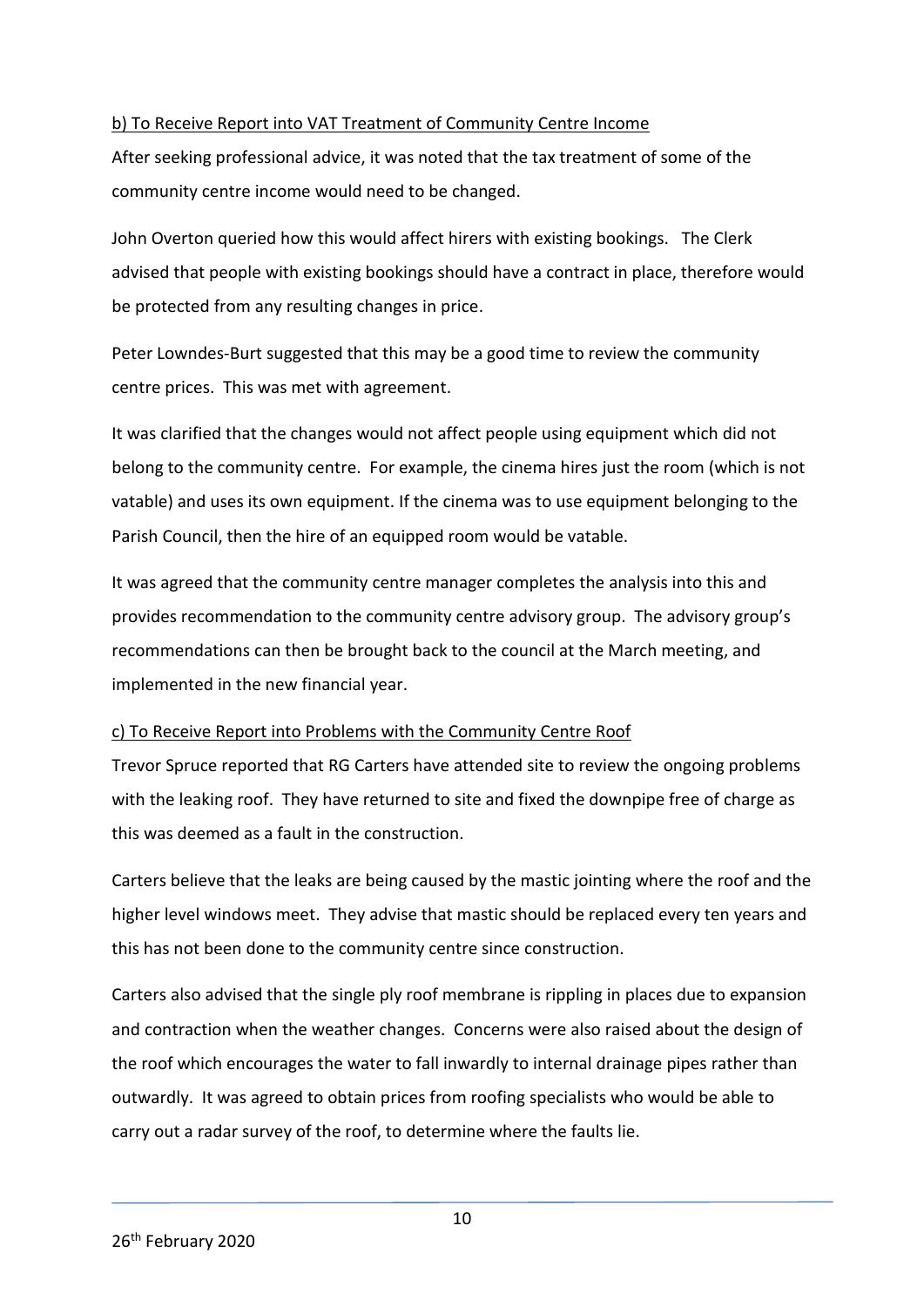b) To Receive Report into VAT Treatment of Community Centre Income

After seeking professional advice, it was noted that the tax treatment of some of the community centre income would need to be changed.

John Overton queried how this would affect hirers with existing bookings. The Clerk advised that people with existing bookings should have a contract in place, therefore would be protected from any resulting changes in price.

Peter Lowndes-Burt suggested that this may be a good time to review the community centre prices. This was met with agreement.

It was clarified that the changes would not affect people using equipment which did not belong to the community centre. For example, the cinema hires just the room (which is not vatable) and uses its own equipment. If the cinema was to use equipment belonging to the Parish Council, then the hire of an equipped room would be vatable.

It was agreed that the community centre manager completes the analysis into this and provides recommendation to the community centre advisory group. The advisory group's recommendations can then be brought back to the council at the March meeting, and implemented in the new financial year.

c) To Receive Report into Problems with the Community Centre Roof

Trevor Spruce reported that RG Carters have attended site to review the ongoing problems with the leaking roof. They have returned to site and fixed the downpipe free of charge as this was deemed as a fault in the construction.

Carters believe that the leaks are being caused by the mastic jointing where the roof and the higher level windows meet. They advise that mastic should be replaced every ten years and this has not been done to the community centre since construction.

Carters also advised that the single ply roof membrane is rippling in places due to expansion and contraction when the weather changes. Concerns were also raised about the design of the roof which encourages the water to fall inwardly to internal drainage pipes rather than outwardly. It was agreed to obtain prices from roofing specialists who would be able to carry out a radar survey of the roof, to determine where the faults lie.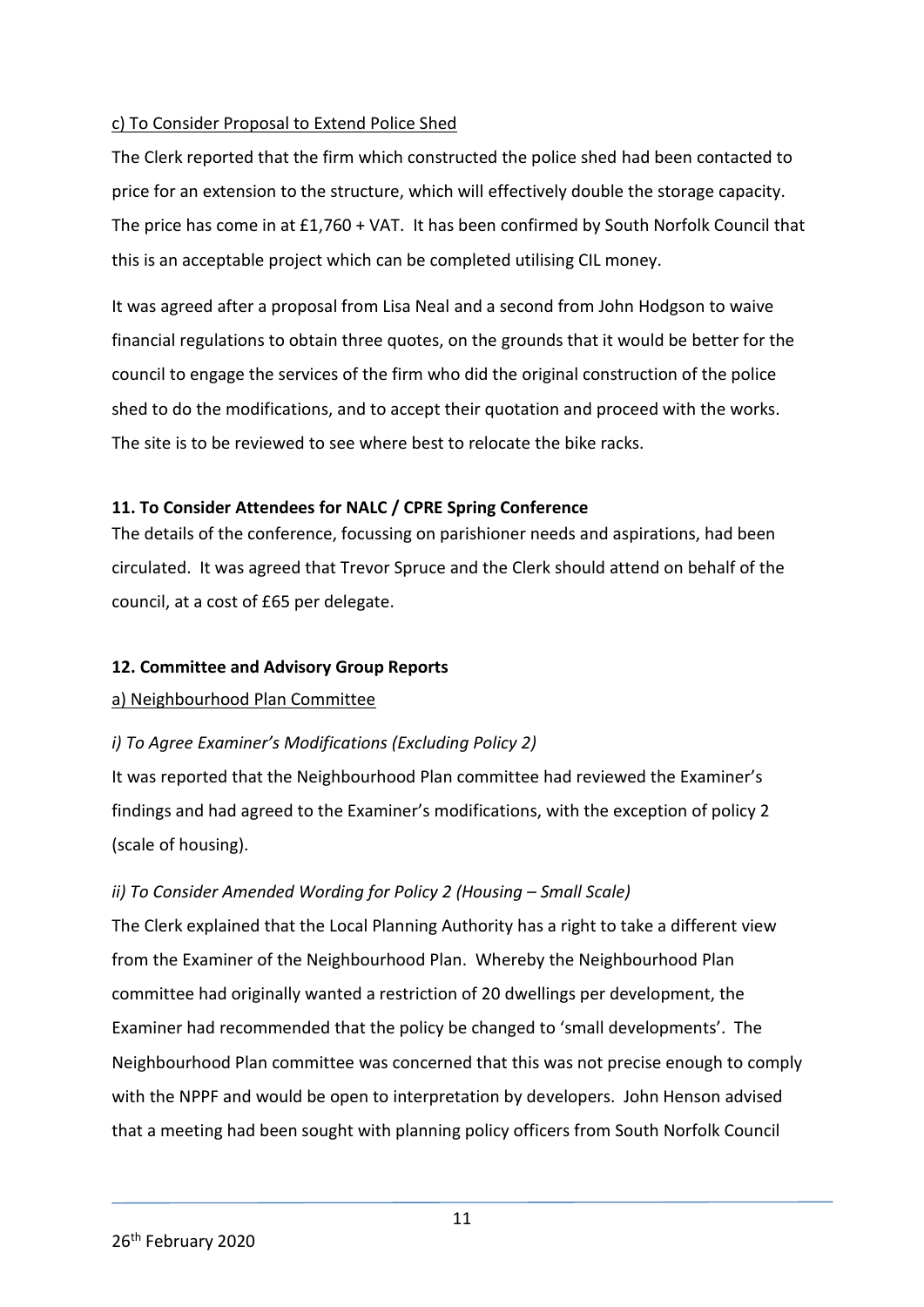c) To Consider Proposal to Extend Police Shed

The Clerk reported that the firm which constructed the police shed had been contacted to price for an extension to the structure, which will effectively double the storage capacity. The price has come in at £1,760 + VAT. It has been confirmed by South Norfolk Council that this is an acceptable project which can be completed utilising CIL money.

It was agreed after a proposal from Lisa Neal and a second from John Hodgson to waive financial regulations to obtain three quotes, on the grounds that it would be better for the council to engage the services of the firm who did the original construction of the police shed to do the modifications, and to accept their quotation and proceed with the works. The site is to be reviewed to see where best to relocate the bike racks.

**11. To Consider Attendees for NALC / CPRE Spring Conference**

The details of the conference, focussing on parishioner needs and aspirations, had been circulated. It was agreed that Trevor Spruce and the Clerk should attend on behalf of the council, at a cost of £65 per delegate.

**12. Committee and Advisory Group Reports**

a) Neighbourhood Plan Committee

*i) To Agree Examiner's Modifications (Excluding Policy 2)*

It was reported that the Neighbourhood Plan committee had reviewed the Examiner's findings and had agreed to the Examiner's modifications, with the exception of policy 2 (scale of housing).

*ii) To Consider Amended Wording for Policy 2 (Housing – Small Scale)*

The Clerk explained that the Local Planning Authority has a right to take a different view from the Examiner of the Neighbourhood Plan. Whereby the Neighbourhood Plan committee had originally wanted a restriction of 20 dwellings per development, the Examiner had recommended that the policy be changed to 'small developments'. The Neighbourhood Plan committee was concerned that this was not precise enough to comply with the NPPF and would be open to interpretation by developers. John Henson advised that a meeting had been sought with planning policy officers from South Norfolk Council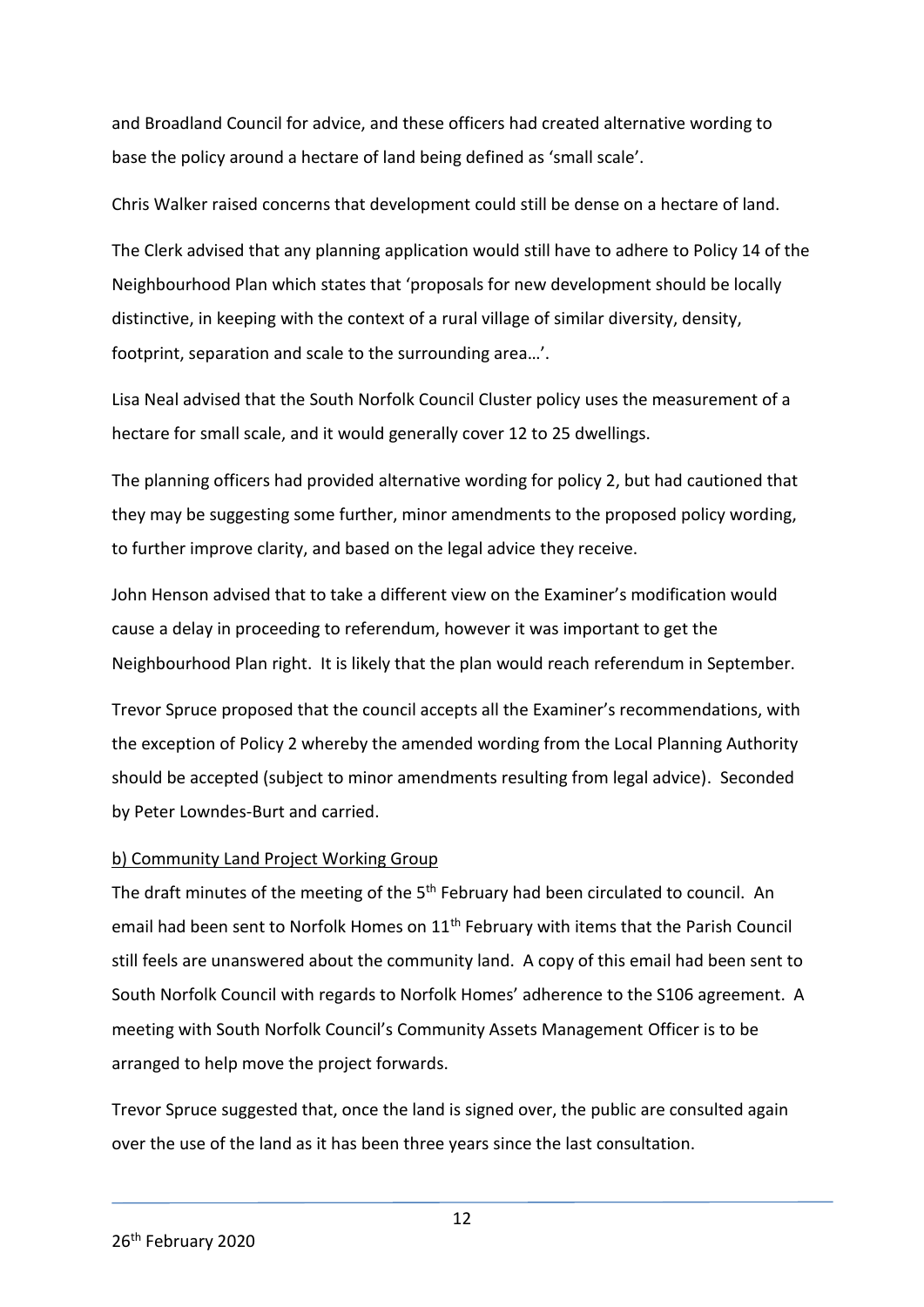and Broadland Council for advice, and these officers had created alternative wording to base the policy around a hectare of land being defined as 'small scale'.

Chris Walker raised concerns that development could still be dense on a hectare of land.

The Clerk advised that any planning application would still have to adhere to Policy 14 of the Neighbourhood Plan which states that 'proposals for new development should be locally distinctive, in keeping with the context of a rural village of similar diversity, density, footprint, separation and scale to the surrounding area…'.

Lisa Neal advised that the South Norfolk Council Cluster policy uses the measurement of a hectare for small scale, and it would generally cover 12 to 25 dwellings.

The planning officers had provided alternative wording for policy 2, but had cautioned that they may be suggesting some further, minor amendments to the proposed policy wording, to further improve clarity, and based on the legal advice they receive.

John Henson advised that to take a different view on the Examiner's modification would cause a delay in proceeding to referendum, however it was important to get the Neighbourhood Plan right. It is likely that the plan would reach referendum in September.

Trevor Spruce proposed that the council accepts all the Examiner's recommendations, with the exception of Policy 2 whereby the amended wording from the Local Planning Authority should be accepted (subject to minor amendments resulting from legal advice). Seconded by Peter Lowndes-Burt and carried.

b) Community Land Project Working Group

The draft minutes of the meeting of the 5th February had been circulated to council. An email had been sent to Norfolk Homes on 11th February with items that the Parish Council still feels are unanswered about the community land. A copy of this email had been sent to South Norfolk Council with regards to Norfolk Homes' adherence to the S106 agreement. A meeting with South Norfolk Council's Community Assets Management Officer is to be arranged to help move the project forwards.

Trevor Spruce suggested that, once the land is signed over, the public are consulted again over the use of the land as it has been three years since the last consultation.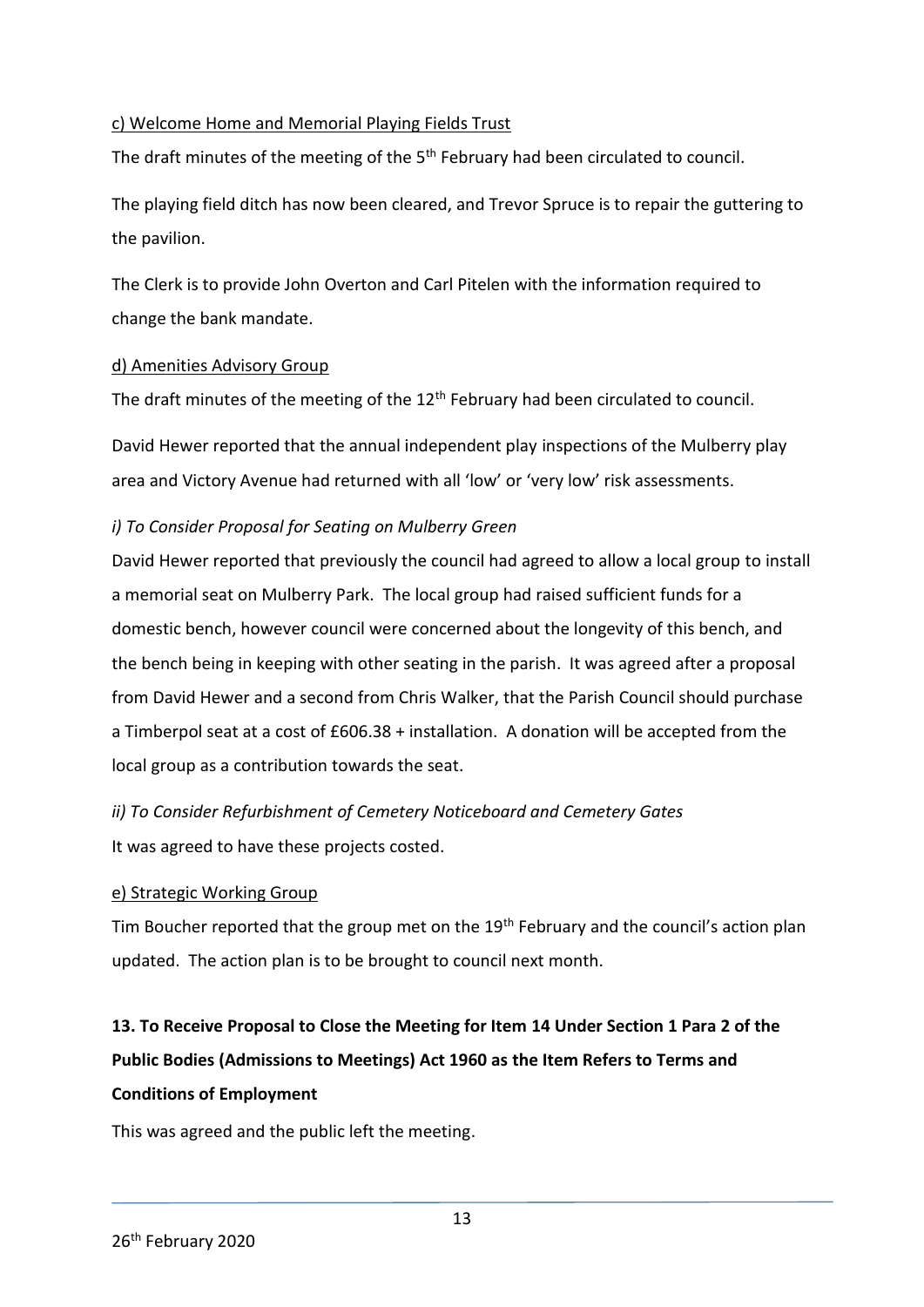c) Welcome Home and Memorial Playing Fields Trust

The draft minutes of the meeting of the 5th February had been circulated to council.

The playing field ditch has now been cleared, and Trevor Spruce is to repair the guttering to the pavilion.

The Clerk is to provide John Overton and Carl Pitelen with the information required to change the bank mandate.

d) Amenities Advisory Group

The draft minutes of the meeting of the 12th February had been circulated to council.

David Hewer reported that the annual independent play inspections of the Mulberry play area and Victory Avenue had returned with all 'low' or 'very low' risk assessments.

*i) To Consider Proposal for Seating on Mulberry Green*

David Hewer reported that previously the council had agreed to allow a local group to install a memorial seat on Mulberry Park. The local group had raised sufficient funds for a domestic bench, however council were concerned about the longevity of this bench, and the bench being in keeping with other seating in the parish. It was agreed after a proposal from David Hewer and a second from Chris Walker, that the Parish Council should purchase a Timberpol seat at a cost of £606.38 + installation. A donation will be accepted from the local group as a contribution towards the seat.

*ii) To Consider Refurbishment of Cemetery Noticeboard and Cemetery Gates*

It was agreed to have these projects costed.

e) Strategic Working Group

Tim Boucher reported that the group met on the 19th February and the council's action plan updated. The action plan is to be brought to council next month.

**13. To Receive Proposal to Close the Meeting for Item 14 Under Section 1 Para 2 of the Public Bodies (Admissions to Meetings) Act 1960 as the Item Refers to Terms and Conditions of Employment**

This was agreed and the public left the meeting.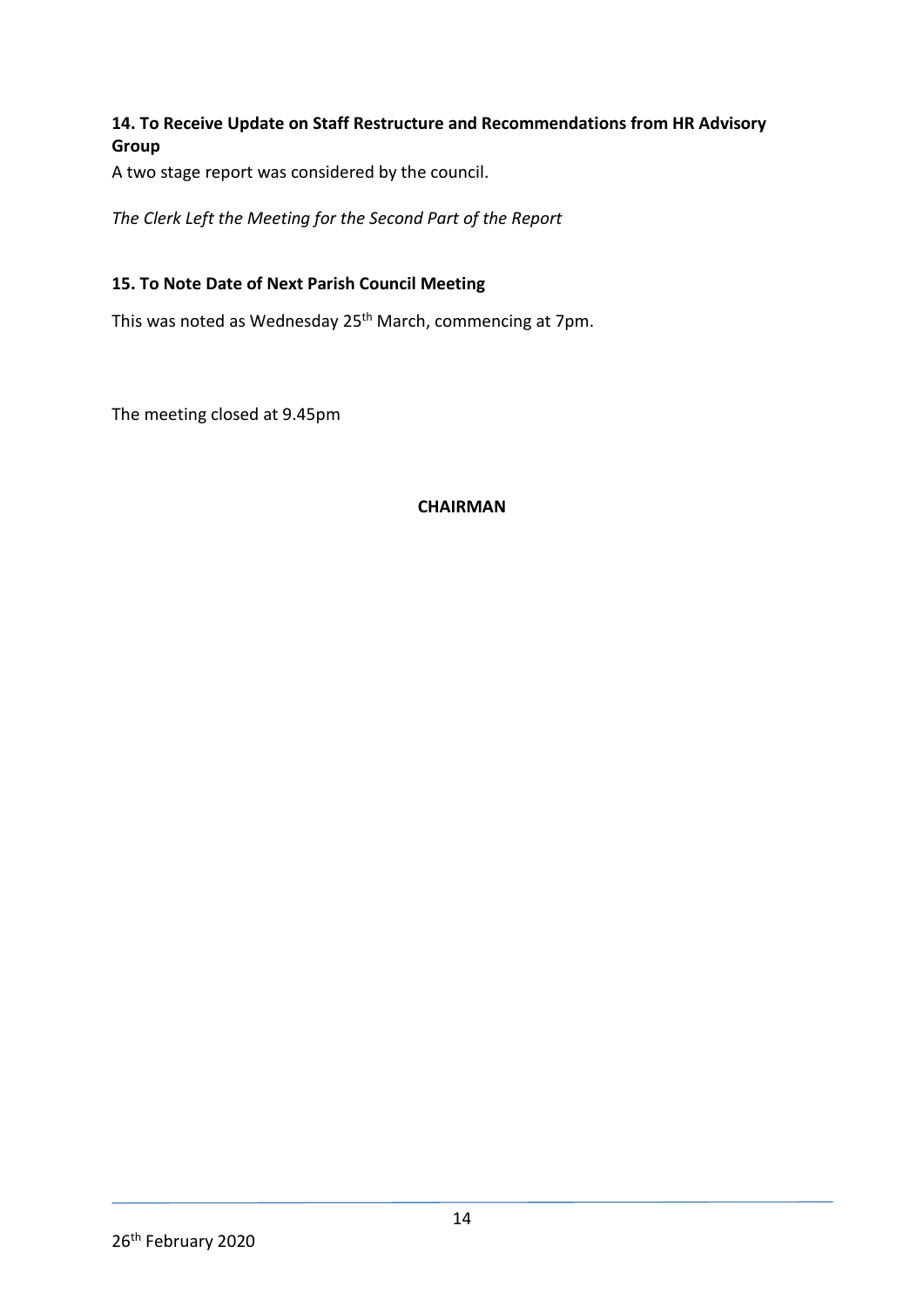### 14. To Receive Update on Staff Restructure and Recommendations from HR Advisory Group

A two stage report was considered by the council.

*The Clerk Left the Meeting for the Second Part of the Report*

### 15. To Note Date of Next Parish Council Meeting

This was noted as Wednesday 25th March, commencing at 7pm.

The meeting closed at 9.45pm

**CHAIRMAN**